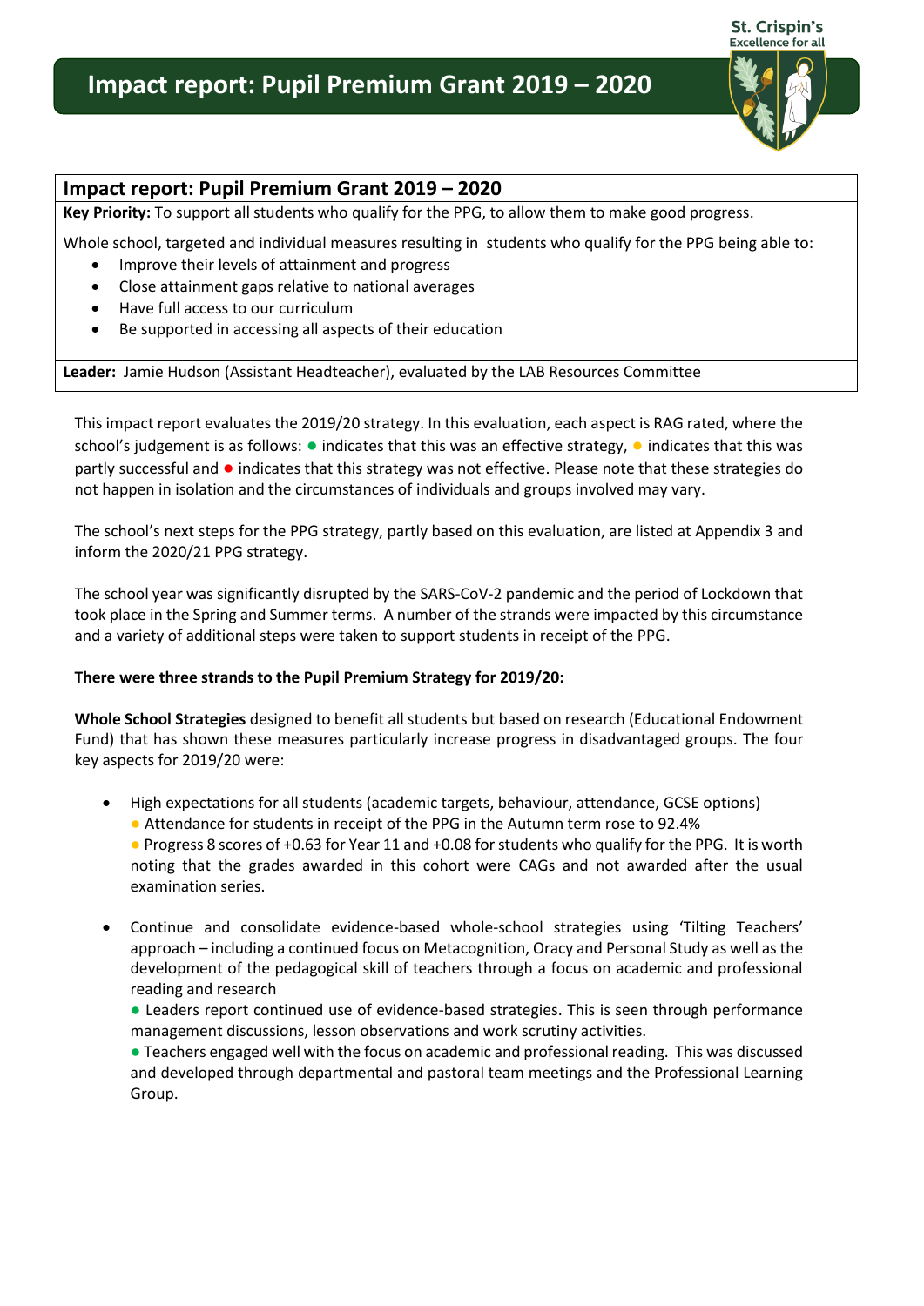# Impact report: Pupil Premium Grant 2019 – 2020

## Impact report: Pupil Premium Grant 2019 – 2020

**Key Priority:** To support all students who qualify for the PPG, to allow them to make good progress.

Whole school, targeted and individual measures resulting in students who qualify for the PPG being able to:

- Improve their levels of attainment and progress
- Close attainment gaps relative to national averages
- Have full access to our curriculum
- Be supported in accessing all aspects of their education

**Leader:** Jamie Hudson (Assistant Headteacher), evaluated by the LAB Resources Committee

This impact report evaluates the 2019/20 strategy. In this evaluation, each aspect is RAG rated, where the school's judgement is as follows: ● indicates that this was an effective strategy, ● indicates that this was partly successful and ● indicates that this strategy was not effective. Please note that these strategies do not happen in isolation and the circumstances of individuals and groups involved may vary.

The school's next steps for the PPG strategy, partly based on this evaluation, are listed at Appendix 3 and inform the 2020/21 PPG strategy.

The school year was significantly disrupted by the SARS-CoV-2 pandemic and the period of Lockdown that took place in the Spring and Summer terms. A number of the strands were impacted by this circumstance and a variety of additional steps were taken to support students in receipt of the PPG.

**There were three strands to the Pupil Premium Strategy for 2019/20:**

**Whole School Strategies** designed to benefit all students but based on research (Educational Endowment Fund) that has shown these measures particularly increase progress in disadvantaged groups. The four key aspects for 2019/20 were:

- High expectations for all students (academic targets, behaviour, attendance, GCSE options)
  ● Attendance for students in receipt of the PPG in the Autumn term rose to 92.4%
  ● Progress 8 scores of +0.63 for Year 11 and +0.08 for students who qualify for the PPG. It is worth noting that the grades awarded in this cohort were CAGs and not awarded after the usual examination series.

- Continue and consolidate evidence-based whole-school strategies using 'Tilting Teachers' approach – including a continued focus on Metacognition, Oracy and Personal Study as well as the development of the pedagogical skill of teachers through a focus on academic and professional reading and research
  ● Leaders report continued use of evidence-based strategies. This is seen through performance management discussions, lesson observations and work scrutiny activities.
  ● Teachers engaged well with the focus on academic and professional reading. This was discussed and developed through departmental and pastoral team meetings and the Professional Learning Group.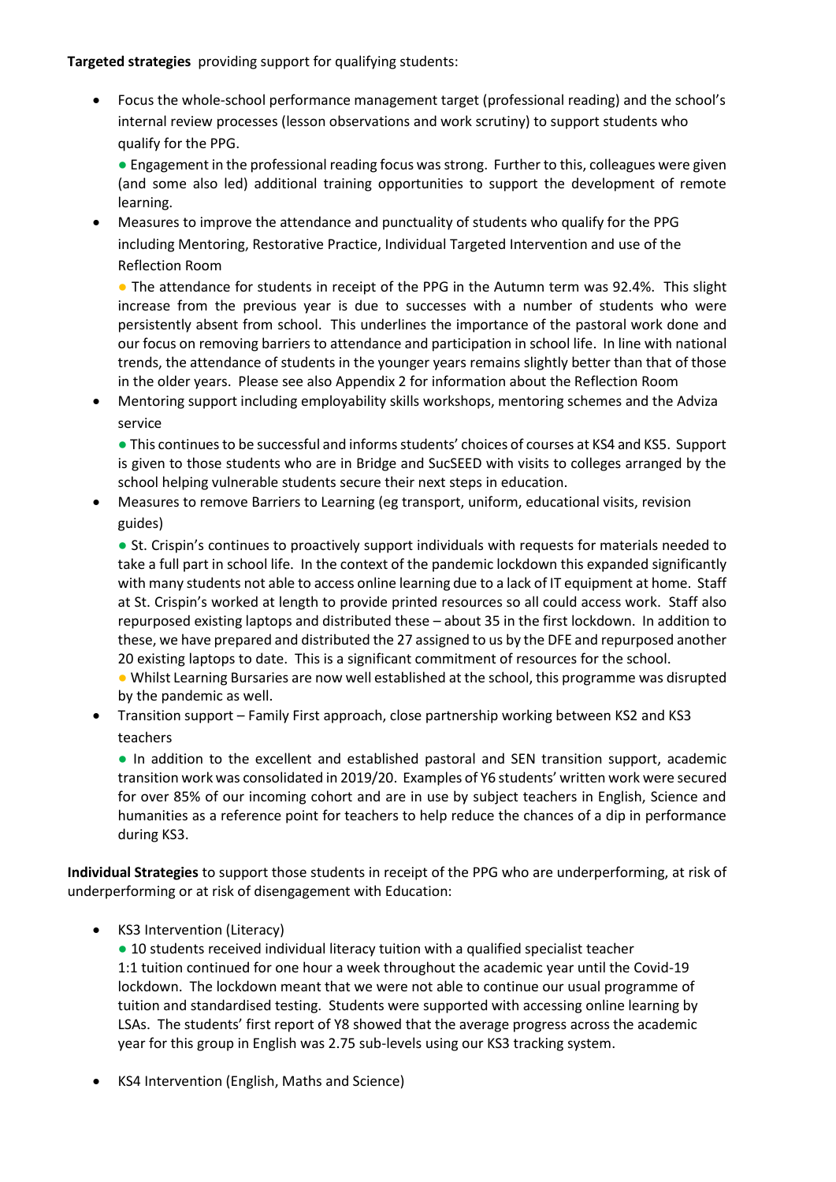**Targeted strategies** providing support for qualifying students:

- Focus the whole-school performance management target (professional reading) and the school's internal review processes (lesson observations and work scrutiny) to support students who qualify for the PPG.

  ● Engagement in the professional reading focus was strong. Further to this, colleagues were given (and some also led) additional training opportunities to support the development of remote learning.

- Measures to improve the attendance and punctuality of students who qualify for the PPG including Mentoring, Restorative Practice, Individual Targeted Intervention and use of the Reflection Room

  ● The attendance for students in receipt of the PPG in the Autumn term was 92.4%. This slight increase from the previous year is due to successes with a number of students who were persistently absent from school. This underlines the importance of the pastoral work done and our focus on removing barriers to attendance and participation in school life. In line with national trends, the attendance of students in the younger years remains slightly better than that of those in the older years. Please see also Appendix 2 for information about the Reflection Room

- Mentoring support including employability skills workshops, mentoring schemes and the Adviza service

  ● This continues to be successful and informs students' choices of courses at KS4 and KS5. Support is given to those students who are in Bridge and SucSEED with visits to colleges arranged by the school helping vulnerable students secure their next steps in education.

- Measures to remove Barriers to Learning (eg transport, uniform, educational visits, revision guides)

  ● St. Crispin's continues to proactively support individuals with requests for materials needed to take a full part in school life. In the context of the pandemic lockdown this expanded significantly with many students not able to access online learning due to a lack of IT equipment at home. Staff at St. Crispin's worked at length to provide printed resources so all could access work. Staff also repurposed existing laptops and distributed these – about 35 in the first lockdown. In addition to these, we have prepared and distributed the 27 assigned to us by the DFE and repurposed another 20 existing laptops to date. This is a significant commitment of resources for the school.

  ● Whilst Learning Bursaries are now well established at the school, this programme was disrupted by the pandemic as well.

- Transition support – Family First approach, close partnership working between KS2 and KS3 teachers

  ● In addition to the excellent and established pastoral and SEN transition support, academic transition work was consolidated in 2019/20. Examples of Y6 students' written work were secured for over 85% of our incoming cohort and are in use by subject teachers in English, Science and humanities as a reference point for teachers to help reduce the chances of a dip in performance during KS3.

**Individual Strategies** to support those students in receipt of the PPG who are underperforming, at risk of underperforming or at risk of disengagement with Education:

- KS3 Intervention (Literacy)

  ● 10 students received individual literacy tuition with a qualified specialist teacher
  1:1 tuition continued for one hour a week throughout the academic year until the Covid-19 lockdown. The lockdown meant that we were not able to continue our usual programme of tuition and standardised testing. Students were supported with accessing online learning by LSAs. The students' first report of Y8 showed that the average progress across the academic year for this group in English was 2.75 sub-levels using our KS3 tracking system.

- KS4 Intervention (English, Maths and Science)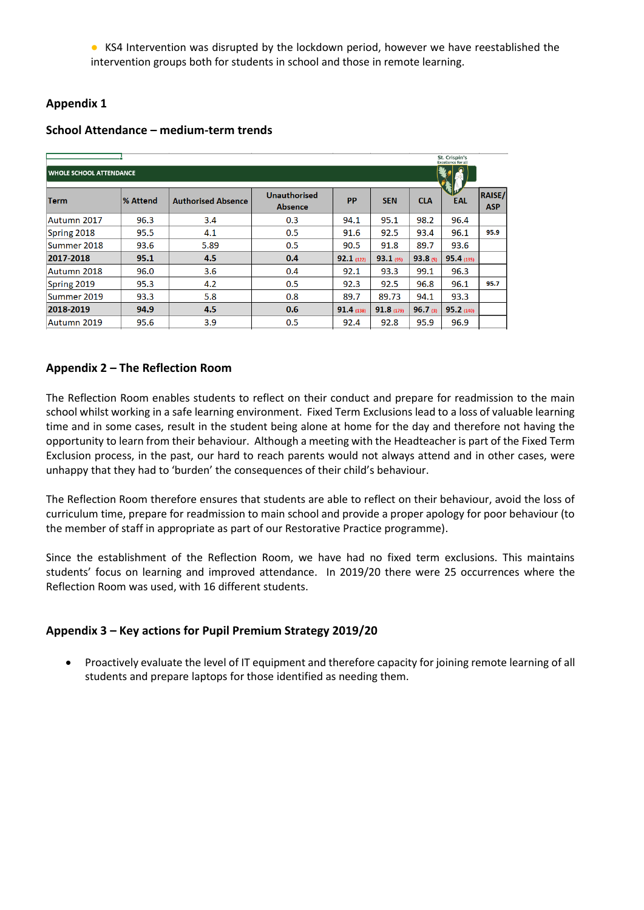- KS4 Intervention was disrupted by the lockdown period, however we have reestablished the intervention groups both for students in school and those in remote learning.

## Appendix 1

### School Attendance – medium-term trends

WHOLE SCHOOL ATTENDANCE

| Term | % Attend | Authorised Absence | Unauthorised Absence | PP | SEN | CLA | EAL | RAISE/ ASP |
|---|---|---|---|---|---|---|---|---|
| Autumn 2017 | 96.3 | 3.4 | 0.3 | 94.1 | 95.1 | 98.2 | 96.4 | |
| Spring 2018 | 95.5 | 4.1 | 0.5 | 91.6 | 92.5 | 93.4 | 96.1 | 95.9 |
| Summer 2018 | 93.6 | 5.89 | 0.5 | 90.5 | 91.8 | 89.7 | 93.6 | |
| **2017-2018** | **95.1** | **4.5** | **0.4** | **92.1** (122) | **93.1** (95) | **93.8** (5) | **95.4** (135) | |
| Autumn 2018 | 96.0 | 3.6 | 0.4 | 92.1 | 93.3 | 99.1 | 96.3 | |
| Spring 2019 | 95.3 | 4.2 | 0.5 | 92.3 | 92.5 | 96.8 | 96.1 | 95.7 |
| Summer 2019 | 93.3 | 5.8 | 0.8 | 89.7 | 89.73 | 94.1 | 93.3 | |
| **2018-2019** | **94.9** | **4.5** | **0.6** | **91.4** (138) | **91.8** (179) | **96.7** (3) | **95.2** (140) | |
| Autumn 2019 | 95.6 | 3.9 | 0.5 | 92.4 | 92.8 | 95.9 | 96.9 | |

## Appendix 2 – The Reflection Room

The Reflection Room enables students to reflect on their conduct and prepare for readmission to the main school whilst working in a safe learning environment. Fixed Term Exclusions lead to a loss of valuable learning time and in some cases, result in the student being alone at home for the day and therefore not having the opportunity to learn from their behaviour. Although a meeting with the Headteacher is part of the Fixed Term Exclusion process, in the past, our hard to reach parents would not always attend and in other cases, were unhappy that they had to 'burden' the consequences of their child's behaviour.

The Reflection Room therefore ensures that students are able to reflect on their behaviour, avoid the loss of curriculum time, prepare for readmission to main school and provide a proper apology for poor behaviour (to the member of staff in appropriate as part of our Restorative Practice programme).

Since the establishment of the Reflection Room, we have had no fixed term exclusions. This maintains students' focus on learning and improved attendance. In 2019/20 there were 25 occurrences where the Reflection Room was used, with 16 different students.

## Appendix 3 – Key actions for Pupil Premium Strategy 2019/20

- Proactively evaluate the level of IT equipment and therefore capacity for joining remote learning of all students and prepare laptops for those identified as needing them.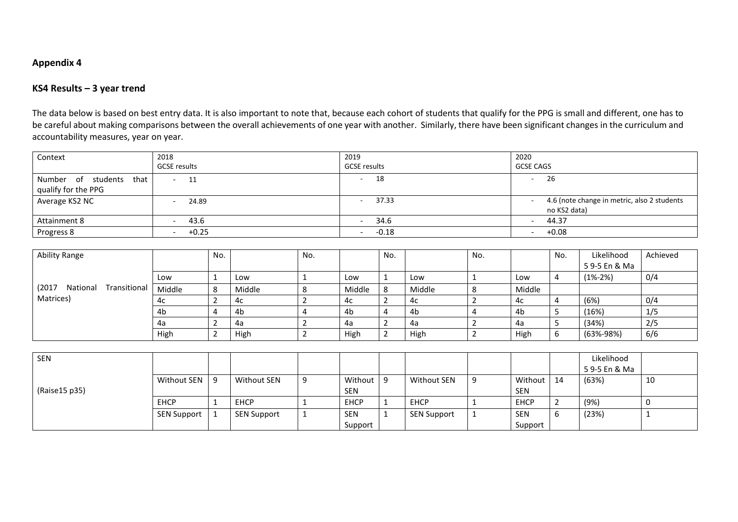## Appendix 4

### KS4 Results – 3 year trend

The data below is based on best entry data. It is also important to note that, because each cohort of students that qualify for the PPG is small and different, one has to be careful about making comparisons between the overall achievements of one year with another. Similarly, there have been significant changes in the curriculum and accountability measures, year on year.

| Context | 2018<br>GCSE results | 2019<br>GCSE results | 2020<br>GCSE CAGS |
|---|---|---|---|
| Number of students that qualify for the PPG | - 11 | - 18 | - 26 |
| Average KS2 NC | - 24.89 | - 37.33 | - 4.6 (note change in metric, also 2 students no KS2 data) |
| Attainment 8 | - 43.6 | - 34.6 | - 44.37 |
| Progress 8 | - +0.25 | - -0.18 | - +0.08 |

| Ability Range | | No. | | No. | | No. | | No. | | No. | Likelihood 5 9-5 En & Ma | Achieved |
|---|---|---|---|---|---|---|---|---|---|---|---|---|
| (2017 National Transitional Matrices) | Low | 1 | Low | 1 | Low | 1 | Low | 1 | Low | 4 | (1%-2%) | 0/4 |
| | Middle | 8 | Middle | 8 | Middle | 8 | Middle | 8 | Middle | | | |
| | 4c | 2 | 4c | 2 | 4c | 2 | 4c | 2 | 4c | 4 | (6%) | 0/4 |
| | 4b | 4 | 4b | 4 | 4b | 4 | 4b | 4 | 4b | 5 | (16%) | 1/5 |
| | 4a | 2 | 4a | 2 | 4a | 2 | 4a | 2 | 4a | 5 | (34%) | 2/5 |
| | High | 2 | High | 2 | High | 2 | High | 2 | High | 6 | (63%-98%) | 6/6 |

| SEN | | | | | | | | | | | Likelihood 5 9-5 En & Ma | |
|---|---|---|---|---|---|---|---|---|---|---|---|---|
| (Raise15 p35) | Without SEN | 9 | Without SEN | 9 | Without SEN | 9 | Without SEN | 9 | Without SEN | 14 | (63%) | 10 |
| | EHCP | 1 | EHCP | 1 | EHCP | 1 | EHCP | 1 | EHCP | 2 | (9%) | 0 |
| | SEN Support | 1 | SEN Support | 1 | SEN Support | 1 | SEN Support | 1 | SEN Support | 6 | (23%) | 1 |